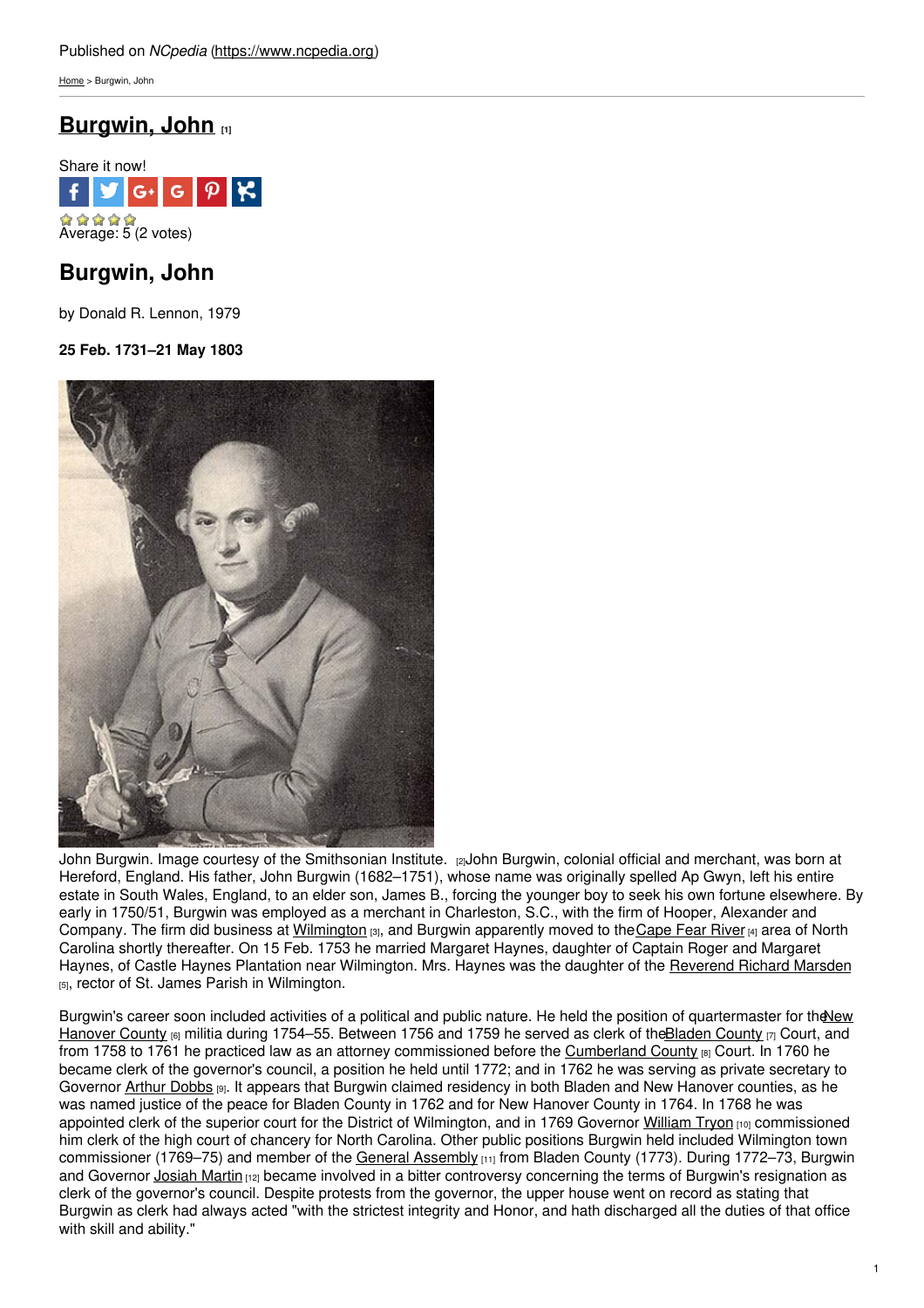Published on *NCpedia* (https://www.ncpedia.org)

Home > Burgwin, John

# Burgwin, John [1]

Share it now!

Average: 5 (2 votes)

## Burgwin, John

by Donald R. Lennon, 1979

**25 Feb. 1731–21 May 1803**

John Burgwin. Image courtesy of the Smithsonian Institute. [2]

John Burgwin, colonial official and merchant, was born at Hereford, England. His father, John Burgwin (1682–1751), whose name was originally spelled Ap Gwyn, left his entire estate in South Wales, England, to an elder son, James B., forcing the younger boy to seek his own fortune elsewhere. By early in 1750/51, Burgwin was employed as a merchant in Charleston, S.C., with the firm of Hooper, Alexander and Company. The firm did business at Wilmington [3], and Burgwin apparently moved to the Cape Fear River [4] area of North Carolina shortly thereafter. On 15 Feb. 1753 he married Margaret Haynes, daughter of Captain Roger and Margaret Haynes, of Castle Haynes Plantation near Wilmington. Mrs. Haynes was the daughter of the Reverend Richard Marsden [5], rector of St. James Parish in Wilmington.

Burgwin's career soon included activities of a political and public nature. He held the position of quartermaster for the New Hanover County [6] militia during 1754–55. Between 1756 and 1759 he served as clerk of the Bladen County [7] Court, and from 1758 to 1761 he practiced law as an attorney commissioned before the Cumberland County [8] Court. In 1760 he became clerk of the governor's council, a position he held until 1772; and in 1762 he was serving as private secretary to Governor Arthur Dobbs [9]. It appears that Burgwin claimed residency in both Bladen and New Hanover counties, as he was named justice of the peace for Bladen County in 1762 and for New Hanover County in 1764. In 1768 he was appointed clerk of the superior court for the District of Wilmington, and in 1769 Governor William Tryon [10] commissioned him clerk of the high court of chancery for North Carolina. Other public positions Burgwin held included Wilmington town commissioner (1769–75) and member of the General Assembly [11] from Bladen County (1773). During 1772–73, Burgwin and Governor Josiah Martin [12] became involved in a bitter controversy concerning the terms of Burgwin's resignation as clerk of the governor's council. Despite protests from the governor, the upper house went on record as stating that Burgwin as clerk had always acted "with the strictest integrity and Honor, and hath discharged all the duties of that office with skill and ability."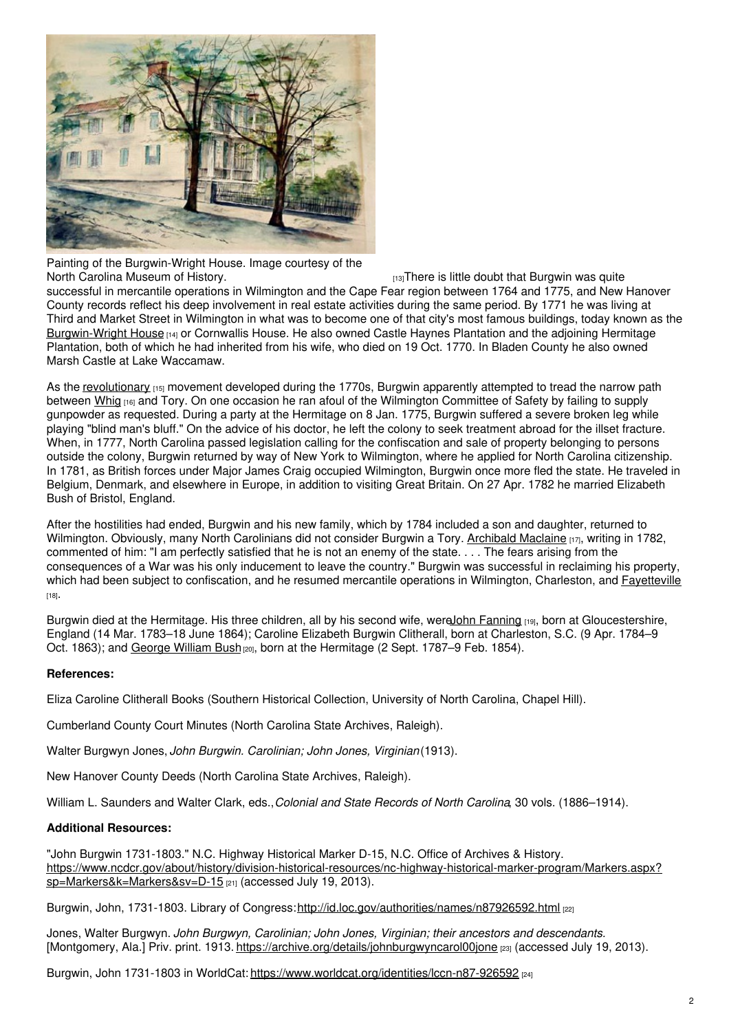Painting of the Burgwin-Wright House. Image courtesy of the North Carolina Museum of History.

[13]There is little doubt that Burgwin was quite successful in mercantile operations in Wilmington and the Cape Fear region between 1764 and 1775, and New Hanover County records reflect his deep involvement in real estate activities during the same period. By 1771 he was living at Third and Market Street in Wilmington in what was to become one of that city's most famous buildings, today known as the Burgwin-Wright House [14] or Cornwallis House. He also owned Castle Haynes Plantation and the adjoining Hermitage Plantation, both of which he had inherited from his wife, who died on 19 Oct. 1770. In Bladen County he also owned Marsh Castle at Lake Waccamaw.

As the revolutionary [15] movement developed during the 1770s, Burgwin apparently attempted to tread the narrow path between Whig [16] and Tory. On one occasion he ran afoul of the Wilmington Committee of Safety by failing to supply gunpowder as requested. During a party at the Hermitage on 8 Jan. 1775, Burgwin suffered a severe broken leg while playing "blind man's bluff." On the advice of his doctor, he left the colony to seek treatment abroad for the illset fracture. When, in 1777, North Carolina passed legislation calling for the confiscation and sale of property belonging to persons outside the colony, Burgwin returned by way of New York to Wilmington, where he applied for North Carolina citizenship. In 1781, as British forces under Major James Craig occupied Wilmington, Burgwin once more fled the state. He traveled in Belgium, Denmark, and elsewhere in Europe, in addition to visiting Great Britain. On 27 Apr. 1782 he married Elizabeth Bush of Bristol, England.

After the hostilities had ended, Burgwin and his new family, which by 1784 included a son and daughter, returned to Wilmington. Obviously, many North Carolinians did not consider Burgwin a Tory. Archibald Maclaine [17], writing in 1782, commented of him: "I am perfectly satisfied that he is not an enemy of the state. . . . The fears arising from the consequences of a War was his only inducement to leave the country." Burgwin was successful in reclaiming his property, which had been subject to confiscation, and he resumed mercantile operations in Wilmington, Charleston, and Fayetteville [18].

Burgwin died at the Hermitage. His three children, all by his second wife, were John Fanning [19], born at Gloucestershire, England (14 Mar. 1783–18 June 1864); Caroline Elizabeth Burgwin Clitherall, born at Charleston, S.C. (9 Apr. 1784–9 Oct. 1863); and George William Bush [20], born at the Hermitage (2 Sept. 1787–9 Feb. 1854).

**References:**

Eliza Caroline Clitherall Books (Southern Historical Collection, University of North Carolina, Chapel Hill).

Cumberland County Court Minutes (North Carolina State Archives, Raleigh).

Walter Burgwyn Jones, *John Burgwin. Carolinian; John Jones, Virginian* (1913).

New Hanover County Deeds (North Carolina State Archives, Raleigh).

William L. Saunders and Walter Clark, eds., *Colonial and State Records of North Carolina*, 30 vols. (1886–1914).

**Additional Resources:**

"John Burgwin 1731-1803." N.C. Highway Historical Marker D-15, N.C. Office of Archives & History. https://www.ncdcr.gov/about/history/division-historical-resources/nc-highway-historical-marker-program/Markers.aspx?sp=Markers&k=Markers&sv=D-15 [21] (accessed July 19, 2013).

Burgwin, John, 1731-1803. Library of Congress: http://id.loc.gov/authorities/names/n87926592.html [22]

Jones, Walter Burgwyn. *John Burgwyn, Carolinian; John Jones, Virginian; their ancestors and descendants.* [Montgomery, Ala.] Priv. print. 1913. https://archive.org/details/johnburgwyncarol00jone [23] (accessed July 19, 2013).

Burgwin, John 1731-1803 in WorldCat: https://www.worldcat.org/identities/lccn-n87-926592 [24]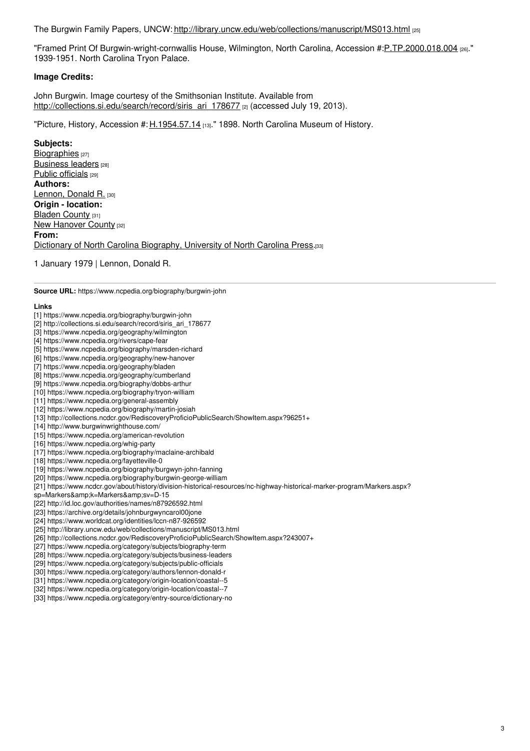The Burgwin Family Papers, UNCW: http://library.uncw.edu/web/collections/manuscript/MS013.html [25]

"Framed Print Of Burgwin-wright-cornwallis House, Wilmington, North Carolina, Accession #:P.TP.2000.018.004 [26]." 1939-1951. North Carolina Tryon Palace.

**Image Credits:**

John Burgwin. Image courtesy of the Smithsonian Institute. Available from http://collections.si.edu/search/record/siris_ari_178677 [2] (accessed July 19, 2013).

"Picture, History, Accession #: H.1954.57.14 [13]." 1898. North Carolina Museum of History.

**Subjects:**
Biographies [27]
Business leaders [28]
Public officials [29]
**Authors:**
Lennon, Donald R. [30]
**Origin - location:**
Bladen County [31]
New Hanover County [32]
**From:**
Dictionary of North Carolina Biography, University of North Carolina Press.[33]

1 January 1979 | Lennon, Donald R.

---

**Source URL:** https://www.ncpedia.org/biography/burgwin-john

**Links**
[1] https://www.ncpedia.org/biography/burgwin-john
[2] http://collections.si.edu/search/record/siris_ari_178677
[3] https://www.ncpedia.org/geography/wilmington
[4] https://www.ncpedia.org/rivers/cape-fear
[5] https://www.ncpedia.org/biography/marsden-richard
[6] https://www.ncpedia.org/geography/new-hanover
[7] https://www.ncpedia.org/geography/bladen
[8] https://www.ncpedia.org/geography/cumberland
[9] https://www.ncpedia.org/biography/dobbs-arthur
[10] https://www.ncpedia.org/biography/tryon-william
[11] https://www.ncpedia.org/general-assembly
[12] https://www.ncpedia.org/biography/martin-josiah
[13] http://collections.ncdcr.gov/RediscoveryProficioPublicSearch/ShowItem.aspx?96251+
[14] http://www.burgwinwrighthouse.com/
[15] https://www.ncpedia.org/american-revolution
[16] https://www.ncpedia.org/whig-party
[17] https://www.ncpedia.org/biography/maclaine-archibald
[18] https://www.ncpedia.org/fayetteville-0
[19] https://www.ncpedia.org/biography/burgwyn-john-fanning
[20] https://www.ncpedia.org/biography/burgwin-george-william
[21] https://www.ncdcr.gov/about/history/division-historical-resources/nc-highway-historical-marker-program/Markers.aspx?sp=Markers&amp;k=Markers&amp;sv=D-15
[22] http://id.loc.gov/authorities/names/n87926592.html
[23] https://archive.org/details/johnburgwyncarol00jone
[24] https://www.worldcat.org/identities/lccn-n87-926592
[25] http://library.uncw.edu/web/collections/manuscript/MS013.html
[26] http://collections.ncdcr.gov/RediscoveryProficioPublicSearch/ShowItem.aspx?243007+
[27] https://www.ncpedia.org/category/subjects/biography-term
[28] https://www.ncpedia.org/category/subjects/business-leaders
[29] https://www.ncpedia.org/category/subjects/public-officials
[30] https://www.ncpedia.org/category/authors/lennon-donald-r
[31] https://www.ncpedia.org/category/origin-location/coastal--5
[32] https://www.ncpedia.org/category/origin-location/coastal--7
[33] https://www.ncpedia.org/category/entry-source/dictionary-no